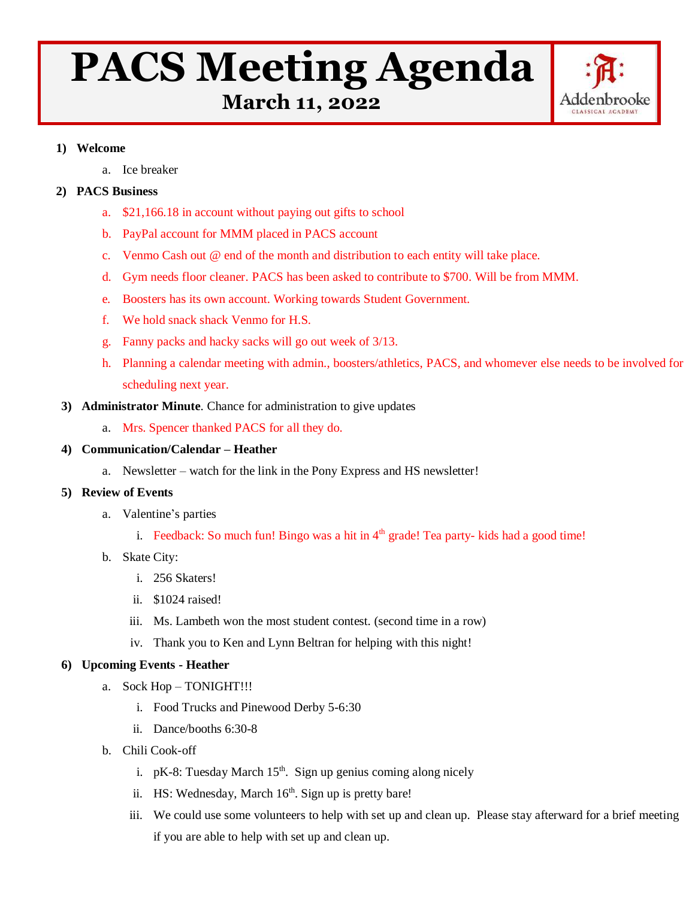# PACS Meeting Agenda

## March 11, 2022

Addenbrooke
CLASSICAL ACADEMY

1) **Welcome**
   a. Ice breaker

2) **PACS Business**
   a. $21,166.18 in account without paying out gifts to school
   b. PayPal account for MMM placed in PACS account
   c. Venmo Cash out @ end of the month and distribution to each entity will take place.
   d. Gym needs floor cleaner. PACS has been asked to contribute to $700. Will be from MMM.
   e. Boosters has its own account. Working towards Student Government.
   f. We hold snack shack Venmo for H.S.
   g. Fanny packs and hacky sacks will go out week of 3/13.
   h. Planning a calendar meeting with admin., boosters/athletics, PACS, and whomever else needs to be involved for scheduling next year.

3) **Administrator Minute**. Chance for administration to give updates
   a. Mrs. Spencer thanked PACS for all they do.

4) **Communication/Calendar – Heather**
   a. Newsletter – watch for the link in the Pony Express and HS newsletter!

5) **Review of Events**
   a. Valentine's parties
      i. Feedback: So much fun! Bingo was a hit in 4th grade! Tea party- kids had a good time!
   b. Skate City:
      i. 256 Skaters!
      ii. $1024 raised!
      iii. Ms. Lambeth won the most student contest. (second time in a row)
      iv. Thank you to Ken and Lynn Beltran for helping with this night!

6) **Upcoming Events - Heather**
   a. Sock Hop – TONIGHT!!!
      i. Food Trucks and Pinewood Derby 5-6:30
      ii. Dance/booths 6:30-8
   b. Chili Cook-off
      i. pK-8: Tuesday March 15th. Sign up genius coming along nicely
      ii. HS: Wednesday, March 16th. Sign up is pretty bare!
      iii. We could use some volunteers to help with set up and clean up. Please stay afterward for a brief meeting if you are able to help with set up and clean up.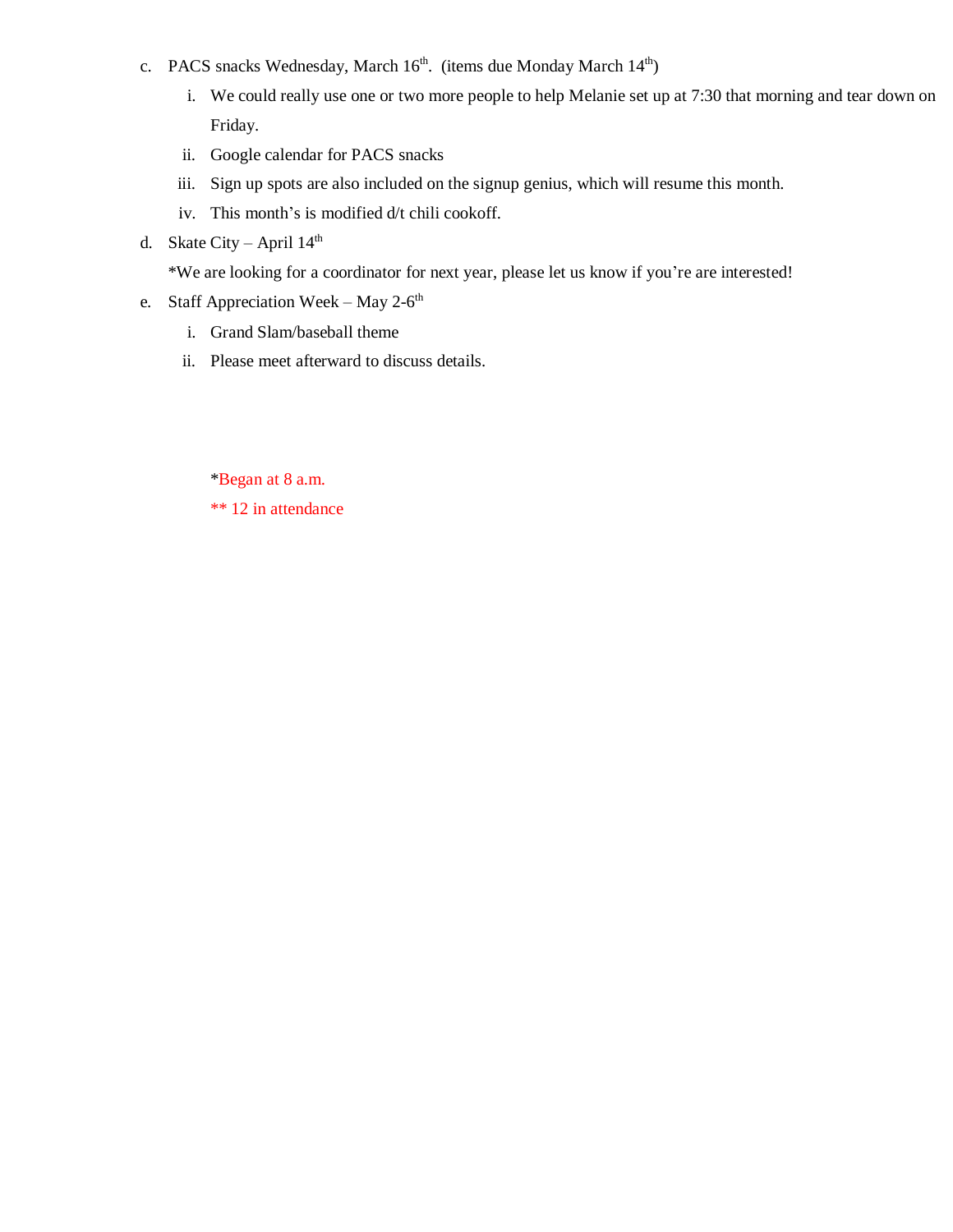c. PACS snacks Wednesday, March 16th. (items due Monday March 14th)
    i. We could really use one or two more people to help Melanie set up at 7:30 that morning and tear down on Friday.
    ii. Google calendar for PACS snacks
    iii. Sign up spots are also included on the signup genius, which will resume this month.
    iv. This month's is modified d/t chili cookoff.

d. Skate City – April 14th

    *We are looking for a coordinator for next year, please let us know if you're are interested!

e. Staff Appreciation Week – May 2-6th
    i. Grand Slam/baseball theme
    ii. Please meet afterward to discuss details.

*Began at 8 a.m.

** 12 in attendance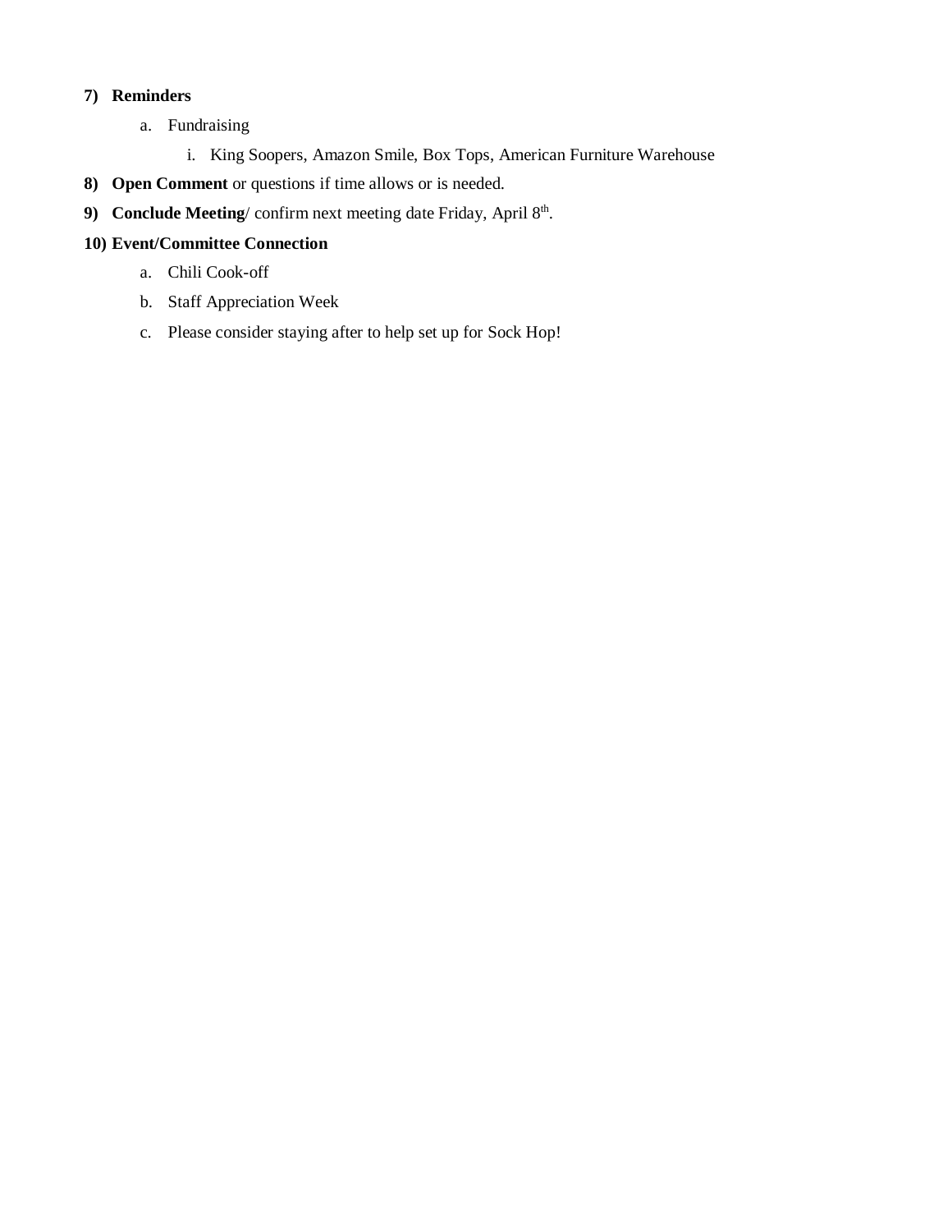7) **Reminders**
   a. Fundraising
      i. King Soopers, Amazon Smile, Box Tops, American Furniture Warehouse
8) **Open Comment** or questions if time allows or is needed.
9) **Conclude Meeting**/ confirm next meeting date Friday, April 8th.
10) **Event/Committee Connection**
   a. Chili Cook-off
   b. Staff Appreciation Week
   c. Please consider staying after to help set up for Sock Hop!